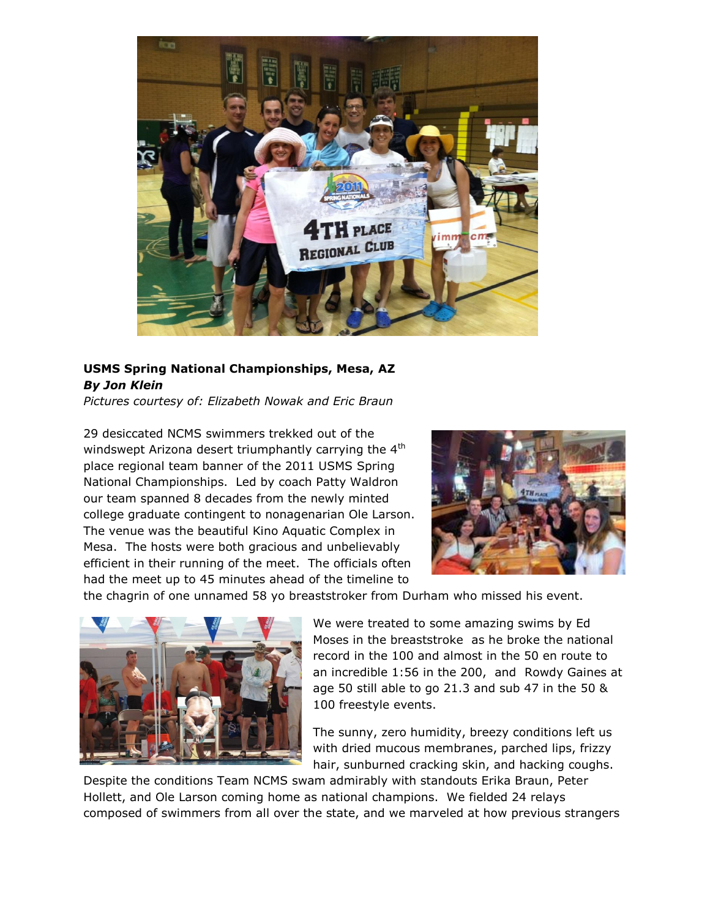**USMS Spring National Championships, Mesa, AZ**
***By Jon Klein***
*Pictures courtesy of: Elizabeth Nowak and Eric Braun*

29 desiccated NCMS swimmers trekked out of the windswept Arizona desert triumphantly carrying the 4th place regional team banner of the 2011 USMS Spring National Championships. Led by coach Patty Waldron our team spanned 8 decades from the newly minted college graduate contingent to nonagenarian Ole Larson. The venue was the beautiful Kino Aquatic Complex in Mesa. The hosts were both gracious and unbelievably efficient in their running of the meet. The officials often had the meet up to 45 minutes ahead of the timeline to the chagrin of one unnamed 58 yo breaststroker from Durham who missed his event.

We were treated to some amazing swims by Ed Moses in the breaststroke as he broke the national record in the 100 and almost in the 50 en route to an incredible 1:56 in the 200, and Rowdy Gaines at age 50 still able to go 21.3 and sub 47 in the 50 & 100 freestyle events.

The sunny, zero humidity, breezy conditions left us with dried mucous membranes, parched lips, frizzy hair, sunburned cracking skin, and hacking coughs. Despite the conditions Team NCMS swam admirably with standouts Erika Braun, Peter Hollett, and Ole Larson coming home as national champions. We fielded 24 relays composed of swimmers from all over the state, and we marveled at how previous strangers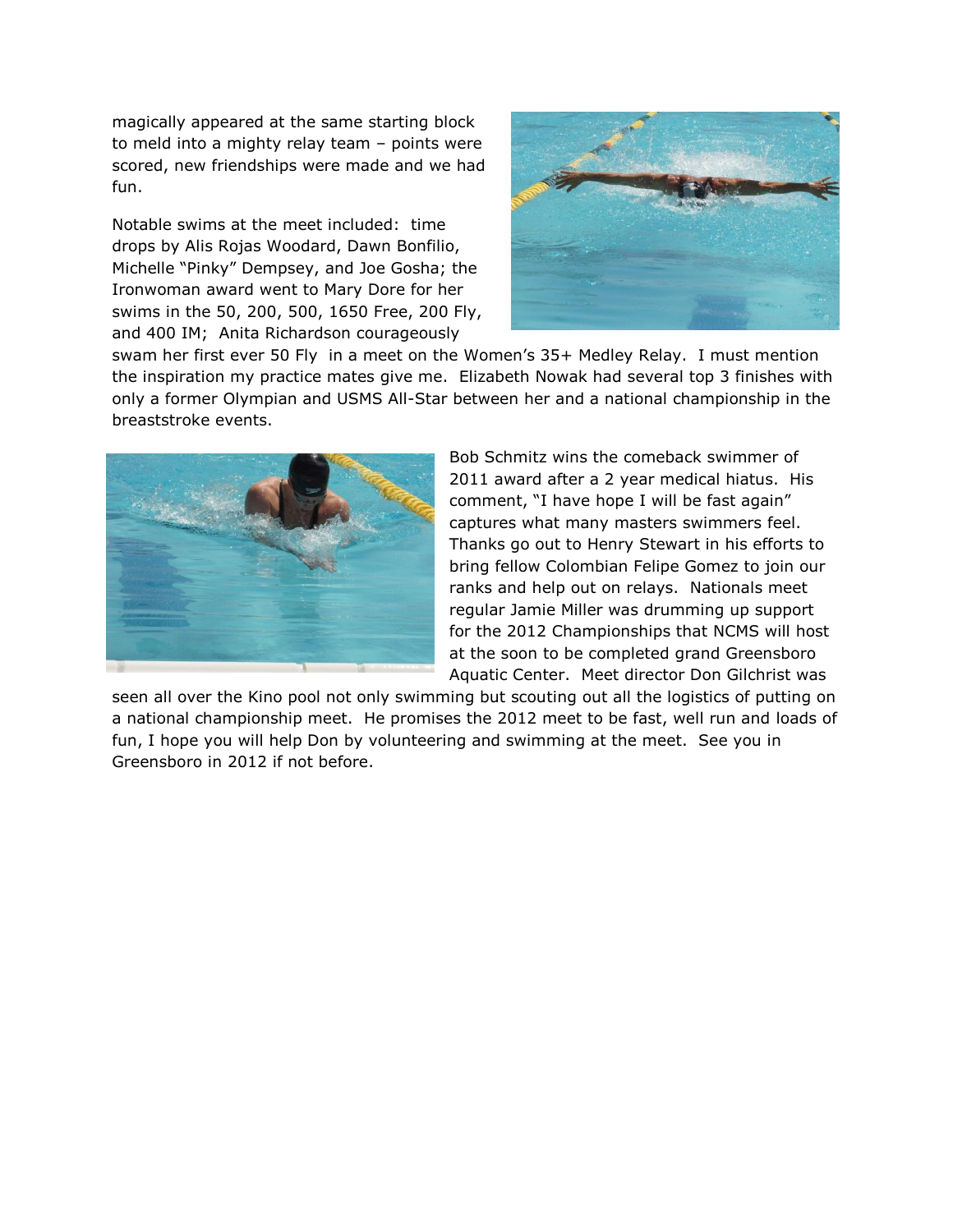magically appeared at the same starting block to meld into a mighty relay team – points were scored, new friendships were made and we had fun.

Notable swims at the meet included: time drops by Alis Rojas Woodard, Dawn Bonfilio, Michelle "Pinky" Dempsey, and Joe Gosha; the Ironwoman award went to Mary Dore for her swims in the 50, 200, 500, 1650 Free, 200 Fly, and 400 IM; Anita Richardson courageously swam her first ever 50 Fly in a meet on the Women's 35+ Medley Relay. I must mention the inspiration my practice mates give me. Elizabeth Nowak had several top 3 finishes with only a former Olympian and USMS All-Star between her and a national championship in the breaststroke events.

Bob Schmitz wins the comeback swimmer of 2011 award after a 2 year medical hiatus. His comment, "I have hope I will be fast again" captures what many masters swimmers feel. Thanks go out to Henry Stewart in his efforts to bring fellow Colombian Felipe Gomez to join our ranks and help out on relays. Nationals meet regular Jamie Miller was drumming up support for the 2012 Championships that NCMS will host at the soon to be completed grand Greensboro Aquatic Center. Meet director Don Gilchrist was seen all over the Kino pool not only swimming but scouting out all the logistics of putting on a national championship meet. He promises the 2012 meet to be fast, well run and loads of fun, I hope you will help Don by volunteering and swimming at the meet. See you in Greensboro in 2012 if not before.